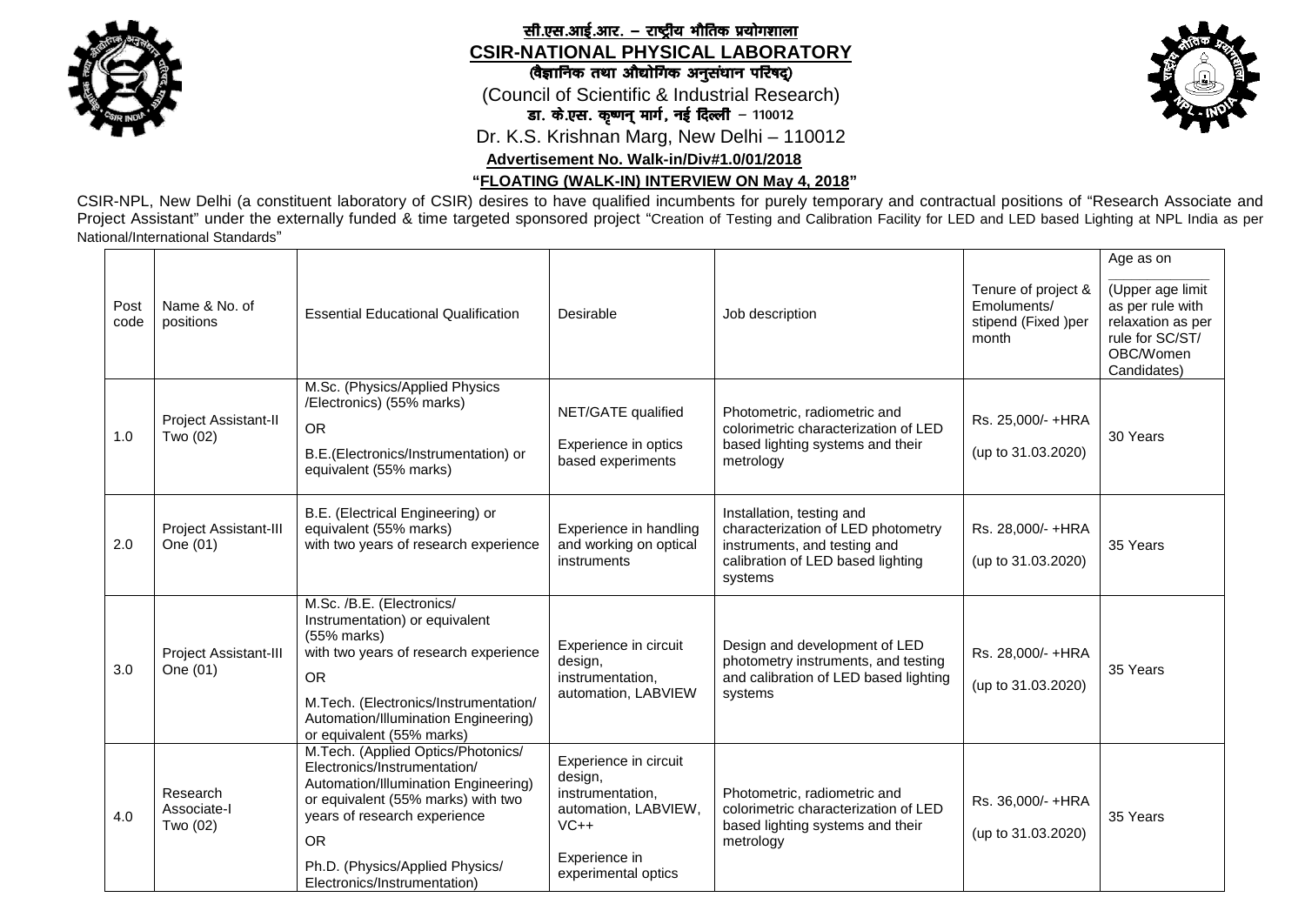# सी.एस.आई.आर. – राष्ट्रीय भौतिक प्रयोगशाला

# CSIR-NATIONAL PHYSICAL LABORATORY

**(वैज्ञानिक तथा औद्योगिक अनुसंधान परिषद्)**

(Council of Scientific & Industrial Research)

**डा. के.एस. कृष्णन् मार्ग, नई दिल्ली – 110012**

Dr. K.S. Krishnan Marg, New Delhi – 110012

**Advertisement No. Walk-in/Div#1.0/01/2018**

**"FLOATING (WALK-IN) INTERVIEW ON May 4, 2018"**

CSIR-NPL, New Delhi (a constituent laboratory of CSIR) desires to have qualified incumbents for purely temporary and contractual positions of "Research Associate and Project Assistant" under the externally funded & time targeted sponsored project "Creation of Testing and Calibration Facility for LED and LED based Lighting at NPL India as per National/International Standards"

| Post code | Name & No. of positions | Essential Educational Qualification | Desirable | Job description | Tenure of project & Emoluments/ stipend (Fixed )per month | Age as on ________ (Upper age limit as per rule with relaxation as per rule for SC/ST/ OBC/Women Candidates) |
|---|---|---|---|---|---|---|
| 1.0 | Project Assistant-II Two (02) | M.Sc. (Physics/Applied Physics /Electronics) (55% marks)<br>OR<br>B.E.(Electronics/Instrumentation) or equivalent (55% marks) | NET/GATE qualified<br>Experience in optics based experiments | Photometric, radiometric and colorimetric characterization of LED based lighting systems and their metrology | Rs. 25,000/- +HRA<br>(up to 31.03.2020) | 30 Years |
| 2.0 | Project Assistant-III One (01) | B.E. (Electrical Engineering) or equivalent (55% marks) with two years of research experience | Experience in handling and working on optical instruments | Installation, testing and characterization of LED photometry instruments, and testing and calibration of LED based lighting systems | Rs. 28,000/- +HRA<br>(up to 31.03.2020) | 35 Years |
| 3.0 | Project Assistant-III One (01) | M.Sc. /B.E. (Electronics/ Instrumentation) or equivalent (55% marks) with two years of research experience<br>OR<br>M.Tech. (Electronics/Instrumentation/ Automation/Illumination Engineering) or equivalent (55% marks) | Experience in circuit design, instrumentation, automation, LABVIEW | Design and development of LED photometry instruments, and testing and calibration of LED based lighting systems | Rs. 28,000/- +HRA<br>(up to 31.03.2020) | 35 Years |
| 4.0 | Research Associate-I Two (02) | M.Tech. (Applied Optics/Photonics/ Electronics/Instrumentation/ Automation/Illumination Engineering) or equivalent (55% marks) with two years of research experience<br>OR<br>Ph.D. (Physics/Applied Physics/ Electronics/Instrumentation) | Experience in circuit design, instrumentation, automation, LABVIEW, VC++<br>Experience in experimental optics | Photometric, radiometric and colorimetric characterization of LED based lighting systems and their metrology | Rs. 36,000/- +HRA<br>(up to 31.03.2020) | 35 Years |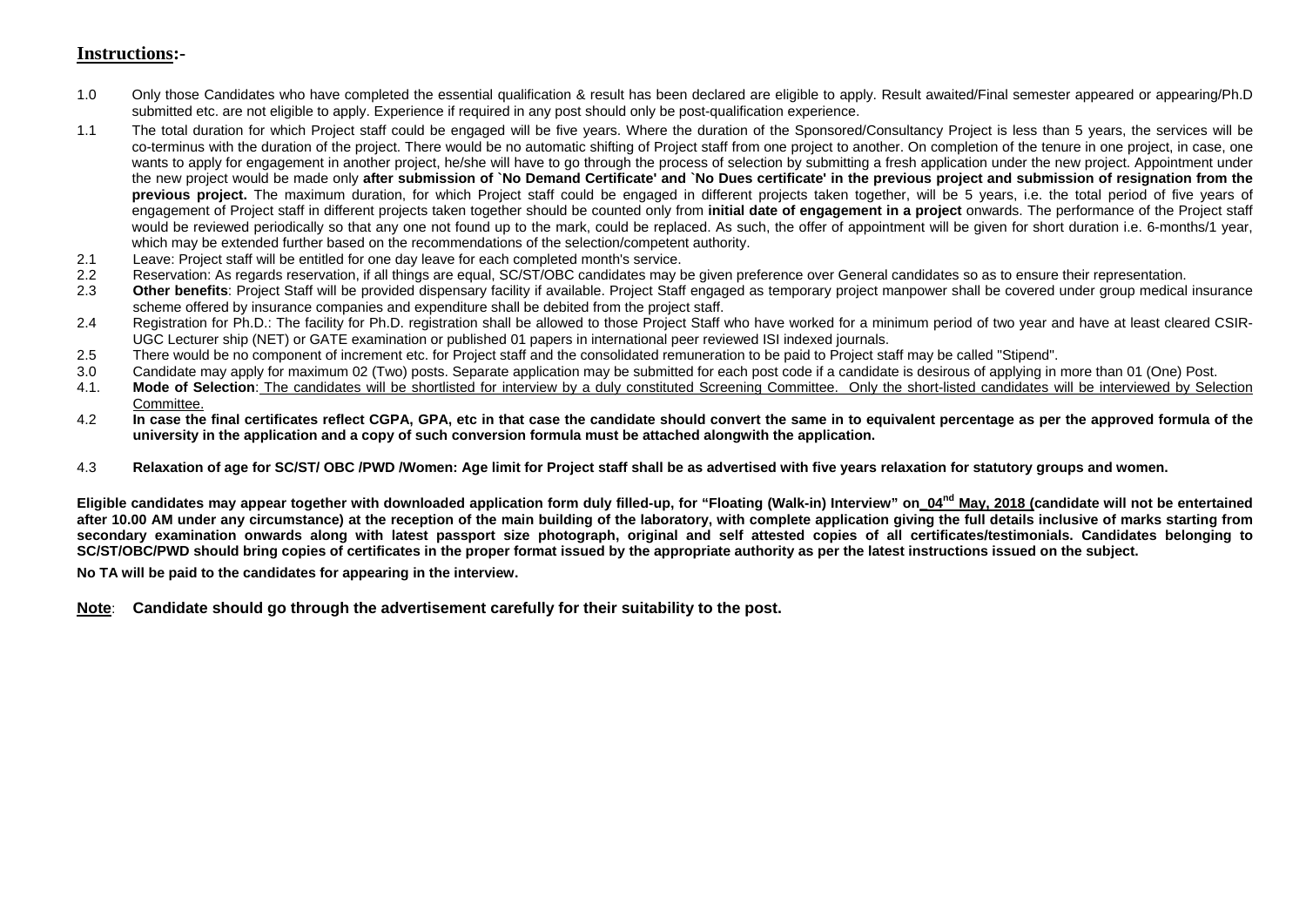## **Instructions:-**

1.0 Only those Candidates who have completed the essential qualification & result has been declared are eligible to apply. Result awaited/Final semester appeared or appearing/Ph.D submitted etc. are not eligible to apply. Experience if required in any post should only be post-qualification experience.

1.1 The total duration for which Project staff could be engaged will be five years. Where the duration of the Sponsored/Consultancy Project is less than 5 years, the services will be co-terminus with the duration of the project. There would be no automatic shifting of Project staff from one project to another. On completion of the tenure in one project, in case, one wants to apply for engagement in another project, he/she will have to go through the process of selection by submitting a fresh application under the new project. Appointment under the new project would be made only **after submission of `No Demand Certificate' and `No Dues certificate' in the previous project and submission of resignation from the previous project.** The maximum duration, for which Project staff could be engaged in different projects taken together, will be 5 years, i.e. the total period of five years of engagement of Project staff in different projects taken together should be counted only from **initial date of engagement in a project** onwards. The performance of the Project staff would be reviewed periodically so that any one not found up to the mark, could be replaced. As such, the offer of appointment will be given for short duration i.e. 6-months/1 year, which may be extended further based on the recommendations of the selection/competent authority.

2.1 Leave: Project staff will be entitled for one day leave for each completed month's service.

2.2 Reservation: As regards reservation, if all things are equal, SC/ST/OBC candidates may be given preference over General candidates so as to ensure their representation.

2.3 **Other benefits**: Project Staff will be provided dispensary facility if available. Project Staff engaged as temporary project manpower shall be covered under group medical insurance scheme offered by insurance companies and expenditure shall be debited from the project staff.

2.4 Registration for Ph.D.: The facility for Ph.D. registration shall be allowed to those Project Staff who have worked for a minimum period of two year and have at least cleared CSIR-UGC Lecturer ship (NET) or GATE examination or published 01 papers in international peer reviewed ISI indexed journals.

2.5 There would be no component of increment etc. for Project staff and the consolidated remuneration to be paid to Project staff may be called "Stipend".

3.0 Candidate may apply for maximum 02 (Two) posts. Separate application may be submitted for each post code if a candidate is desirous of applying in more than 01 (One) Post.

4.1. **Mode of Selection**: The candidates will be shortlisted for interview by a duly constituted Screening Committee. Only the short-listed candidates will be interviewed by Selection Committee.

4.2 **In case the final certificates reflect CGPA, GPA, etc in that case the candidate should convert the same in to equivalent percentage as per the approved formula of the university in the application and a copy of such conversion formula must be attached alongwith the application.**

4.3 **Relaxation of age for SC/ST/ OBC /PWD /Women: Age limit for Project staff shall be as advertised with five years relaxation for statutory groups and women.**

**Eligible candidates may appear together with downloaded application form duly filled-up, for "Floating (Walk-in) Interview" on 04th May, 2018 (candidate will not be entertained after 10.00 AM under any circumstance) at the reception of the main building of the laboratory, with complete application giving the full details inclusive of marks starting from secondary examination onwards along with latest passport size photograph, original and self attested copies of all certificates/testimonials. Candidates belonging to SC/ST/OBC/PWD should bring copies of certificates in the proper format issued by the appropriate authority as per the latest instructions issued on the subject.**

**No TA will be paid to the candidates for appearing in the interview.**

**Note**: **Candidate should go through the advertisement carefully for their suitability to the post.**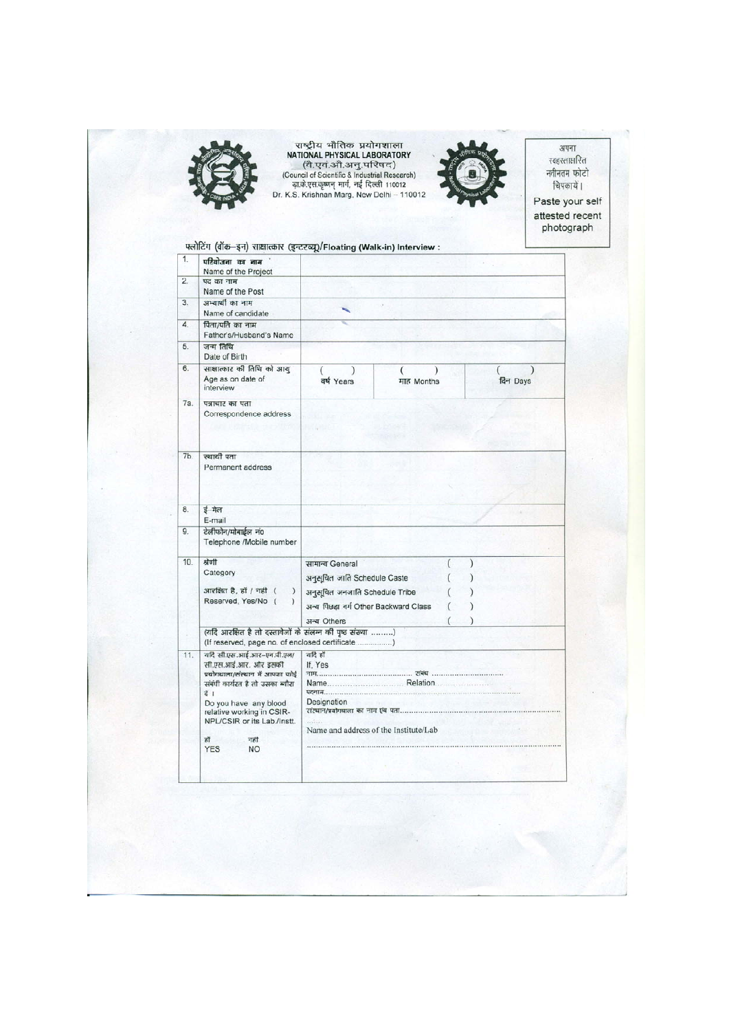राष्ट्रीय भौतिक प्रयोगशाला
**NATIONAL PHYSICAL LABORATORY**
(वै.एवं.औ.अनु.परिषद)
(Council of Scientific & Industrial Research)
डा.के.एस.कृष्णन मार्ग, नई दिल्ली 110012
Dr. K.S. Krishnan Marg, New Delhi – 110012

अपना स्वहस्ताक्षरित नवीनतम फोटो चिपकायें।
Paste your self attested recent photograph

## फ्लोटिंग (वॉक–इन) साक्षात्कार (इन्टरव्यू)/Floating (Walk-in) Interview :

| | | | | |
|---|---|---|---|---|
| 1. | परियोजना का नाम<br>Name of the Project | | | |
| 2. | पद का नाम<br>Name of the Post | | | |
| 3. | अभ्यर्थी का नाम<br>Name of candidate | | | |
| 4. | पिता/पति का नाम<br>Father's/Husband's Name | | | |
| 5. | जन्म तिथि<br>Date of Birth | | | |
| 6. | साक्षात्कार की तिथि को आयु<br>Age as on date of interview | (  )<br>वर्ष Years | (  )<br>माह Months | (  )<br>दिन Days |
| 7a. | पत्राचार का पता<br>Correspondence address | | | |
| 7b. | स्थायी पता<br>Permanent address | | | |
| 8. | ई–मेल<br>E-mail | | | |
| 9. | टेलीफोन/मोबाईल नं०<br>Telephone /Mobile number | | | |
| 10. | श्रेणी<br>Category<br><br>आरक्षित है, हाँ / नहीं (  )<br>Reserved, Yes/No (  ) | सामान्य General (  )<br>अनुसूचित जाति Schedule Caste (  )<br>अनुसूचित जनजाति Schedule Tribe (  )<br>अन्य पिछड़ा वर्ग Other Backward Class (  )<br>अन्य Others (  ) | | |
| | (यदि आरक्षित है तो दस्तावेजों के संलग्न की पृष्ठ संख्या .........)<br>(If reserved, page no. of enclosed certificate ...............) | | | |
| 11. | यदि सी.एस.आई.आर–एन.पी.एल/ सी.एस.आई.आर. और इसकी प्रयोगशाला/संस्थान में आपका कोई संबंधी कार्यरत है तो उसका ब्यौरा दें।<br>Do you have any blood relative working in CSIR-NPL/CSIR or its Lab./Instt.<br><br>हाँ  नहीं<br>YES  NO | यदि हाँ<br>If, Yes<br>नाम.................................. संबंध ..............................<br>Name.............................. Relation ..........................<br>पदनाम.......................................................................<br>Designation<br>संस्थान/प्रयोगशाला का नाम एवं पता.......................................<br>Name and address of the Institute/Lab<br>................................................................................ | | |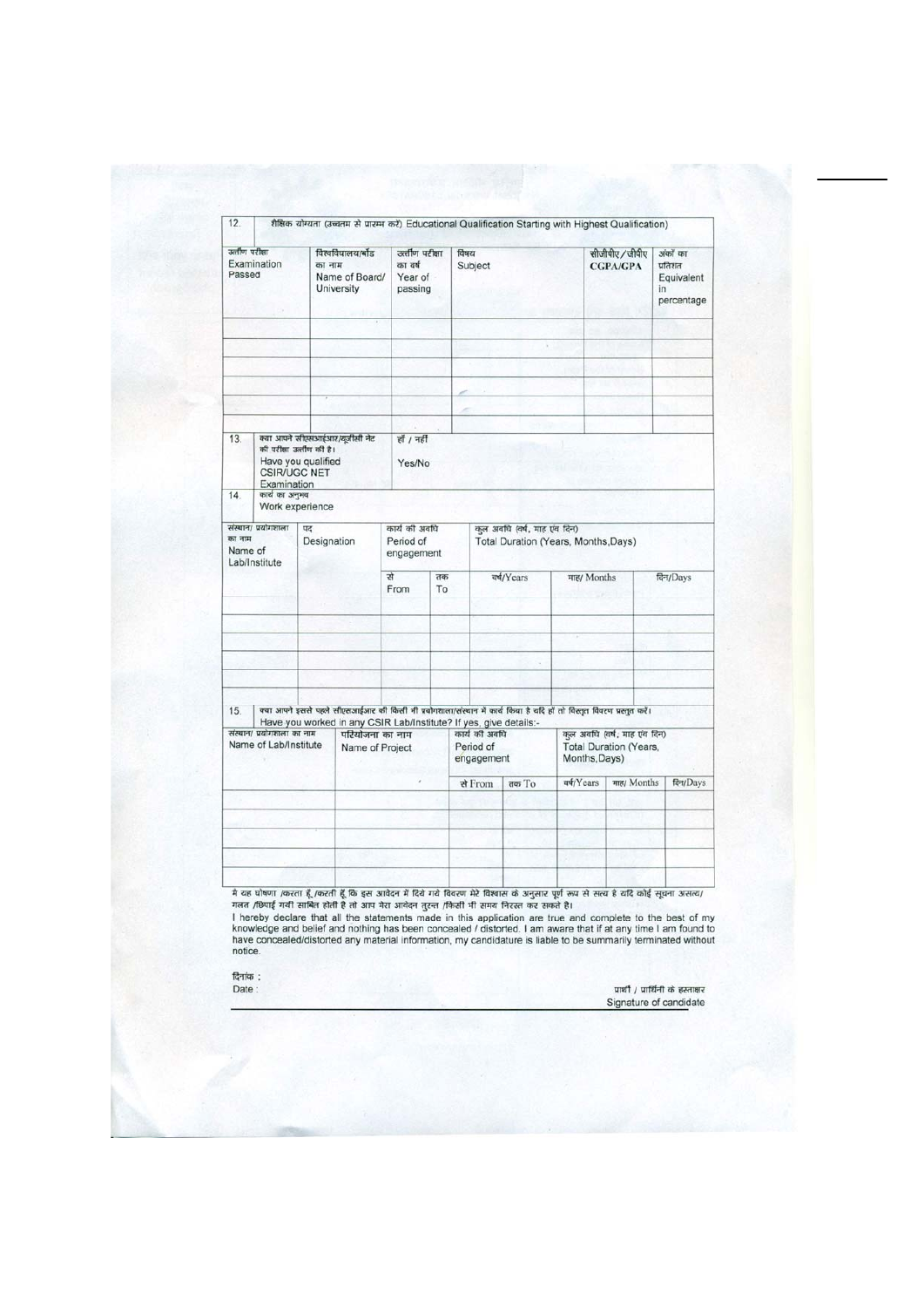12. शैक्षिक योग्यता (उच्चतम से प्रारम्भ करें) Educational Qualification Starting with Highest Qualification)

| उत्तीर्ण परीक्षा Examination Passed | विश्वविद्यालय/बोर्ड का नाम Name of Board/ University | उत्तीर्ण परीक्षा का वर्ष Year of passing | विषय Subject | सीजीपीए/जीपीए CGPA/GPA | अंकों का प्रतिशत Equivalent in percentage |
|---|---|---|---|---|---|
| | | | | | |
| | | | | | |
| | | | | | |
| | | | | | |
| | | | | | |

13. क्या आपने सीएसआईआर/यूजीसी नेट की परीक्षा उत्तीर्ण की है। Have you qualified CSIR/UGC NET Examination — हाँ / नहीं Yes/No

14. कार्य का अनुभव Work experience

| संस्थान/ प्रयोगशाला का नाम Name of Lab/Institute | पद Designation | कार्य की अवधि Period of engagement | | कुल अवधि (वर्ष, माह एवं दिन) Total Duration (Years, Months,Days) | | |
|---|---|---|---|---|---|---|
| | | से From | तक To | वर्ष/Years | माह/ Months | दिन/Days |
| | | | | | | |
| | | | | | | |
| | | | | | | |
| | | | | | | |
| | | | | | | |

15. क्या आपने इससे पहले सीएसआईआर की किसी भी प्रयोगशाला/संस्थान में कार्य किया है यदि हाँ तो विस्तृत विवरण प्रस्तुत करें। Have you worked in any CSIR Lab/Institute? If yes, give details:-

| संस्थान/ प्रयोगशाला का नाम Name of Lab/Institute | परियोजना का नाम Name of Project | कार्य की अवधि Period of engagement | | कुल अवधि (वर्ष, माह एवं दिन) Total Duration (Years, Months,Days) | | |
|---|---|---|---|---|---|---|
| | | से From | तक To | वर्ष/Years | माह/ Months | दिन/Days |
| | | | | | | |
| | | | | | | |
| | | | | | | |
| | | | | | | |

मैं यह घोषणा /करता हूँ /करती हूँ कि इस आवेदन में दिये गये विवरण मेरे विश्वास के अनुसार पूर्ण रूप से सत्य है यदि कोई सूचना असत्य/गलत /छिपाई गयी साबित होती है तो आप मेरा आवेदन तुरन्त /किसी भी समय निरस्त कर सकते है।

I hereby declare that all the statements made in this application are true and complete to the best of my knowledge and belief and nothing has been concealed / distorted. I am aware that if at any time I am found to have concealed/distorted any material information, my candidature is liable to be summarily terminated without notice.

दिनांक :
Date :

प्रार्थी / प्रार्थिनी के हस्ताक्षर
Signature of candidate